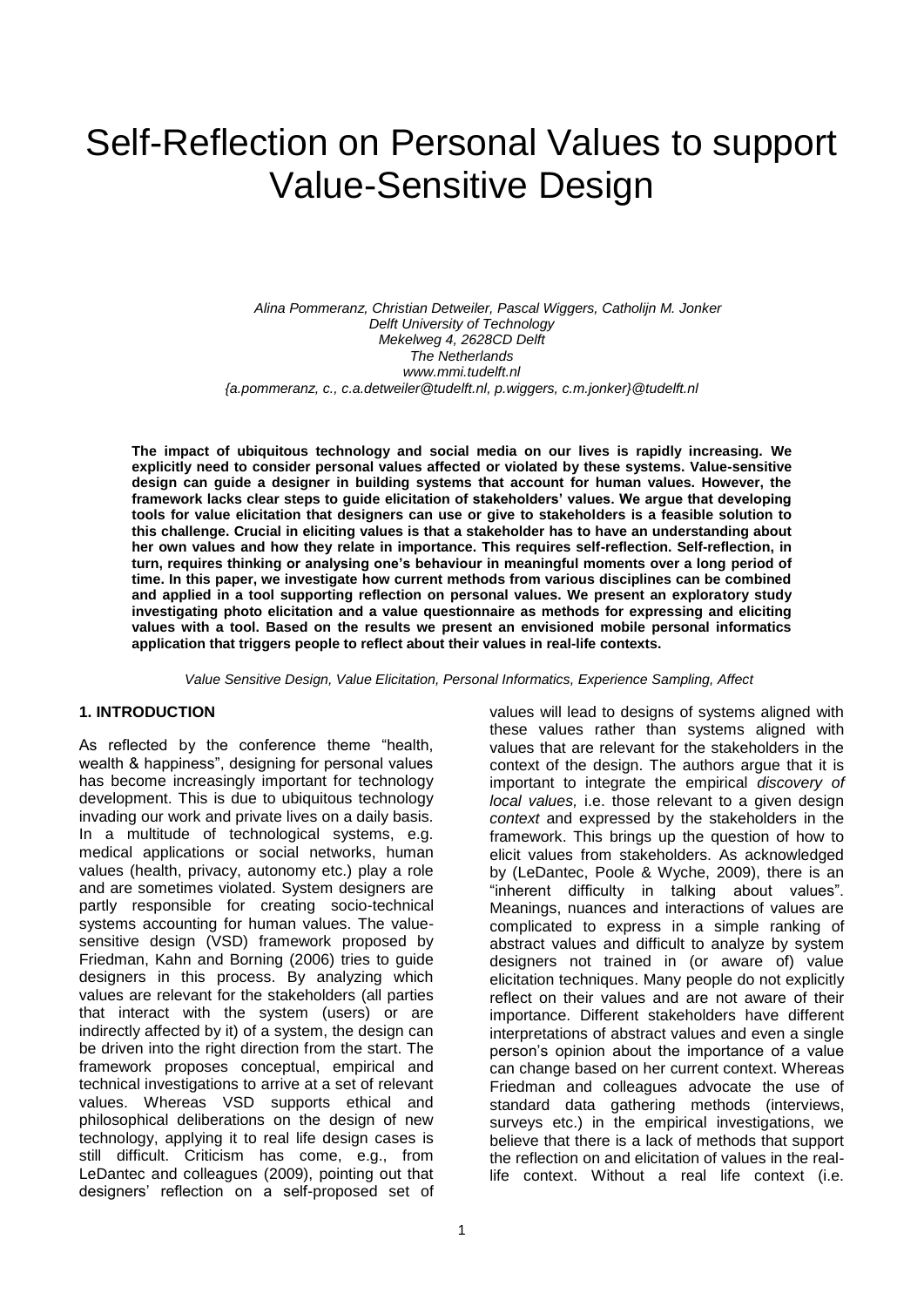# Self-Reflection on Personal Values to support Value-Sensitive Design

*Alina Pommeranz, Christian Detweiler, Pascal Wiggers, Catholijn M. Jonker*
*Delft University of Technology*
*Mekelweg 4, 2628CD Delft*
*The Netherlands*
*www.mmi.tudelft.nl*
*{a.pommeranz, c., c.a.detweiler@tudelft.nl, p.wiggers, c.m.jonker}@tudelft.nl*

**The impact of ubiquitous technology and social media on our lives is rapidly increasing. We explicitly need to consider personal values affected or violated by these systems. Value-sensitive design can guide a designer in building systems that account for human values. However, the framework lacks clear steps to guide elicitation of stakeholders' values. We argue that developing tools for value elicitation that designers can use or give to stakeholders is a feasible solution to this challenge. Crucial in eliciting values is that a stakeholder has to have an understanding about her own values and how they relate in importance. This requires self-reflection. Self-reflection, in turn, requires thinking or analysing one's behaviour in meaningful moments over a long period of time. In this paper, we investigate how current methods from various disciplines can be combined and applied in a tool supporting reflection on personal values. We present an exploratory study investigating photo elicitation and a value questionnaire as methods for expressing and eliciting values with a tool. Based on the results we present an envisioned mobile personal informatics application that triggers people to reflect about their values in real-life contexts.**

*Value Sensitive Design, Value Elicitation, Personal Informatics, Experience Sampling, Affect*

## 1. INTRODUCTION

As reflected by the conference theme "health, wealth & happiness", designing for personal values has become increasingly important for technology development. This is due to ubiquitous technology invading our work and private lives on a daily basis. In a multitude of technological systems, e.g. medical applications or social networks, human values (health, privacy, autonomy etc.) play a role and are sometimes violated. System designers are partly responsible for creating socio-technical systems accounting for human values. The value-sensitive design (VSD) framework proposed by Friedman, Kahn and Borning (2006) tries to guide designers in this process. By analyzing which values are relevant for the stakeholders (all parties that interact with the system (users) or are indirectly affected by it) of a system, the design can be driven into the right direction from the start. The framework proposes conceptual, empirical and technical investigations to arrive at a set of relevant values. Whereas VSD supports ethical and philosophical deliberations on the design of new technology, applying it to real life design cases is still difficult. Criticism has come, e.g., from LeDantec and colleagues (2009), pointing out that designers' reflection on a self-proposed set of values will lead to designs of systems aligned with these values rather than systems aligned with values that are relevant for the stakeholders in the context of the design. The authors argue that it is important to integrate the empirical *discovery of local values,* i.e. those relevant to a given design *context* and expressed by the stakeholders in the framework. This brings up the question of how to elicit values from stakeholders. As acknowledged by (LeDantec, Poole & Wyche, 2009), there is an "inherent difficulty in talking about values". Meanings, nuances and interactions of values are complicated to express in a simple ranking of abstract values and difficult to analyze by system designers not trained in (or aware of) value elicitation techniques. Many people do not explicitly reflect on their values and are not aware of their importance. Different stakeholders have different interpretations of abstract values and even a single person's opinion about the importance of a value can change based on her current context. Whereas Friedman and colleagues advocate the use of standard data gathering methods (interviews, surveys etc.) in the empirical investigations, we believe that there is a lack of methods that support the reflection on and elicitation of values in the real-life context. Without a real life context (i.e.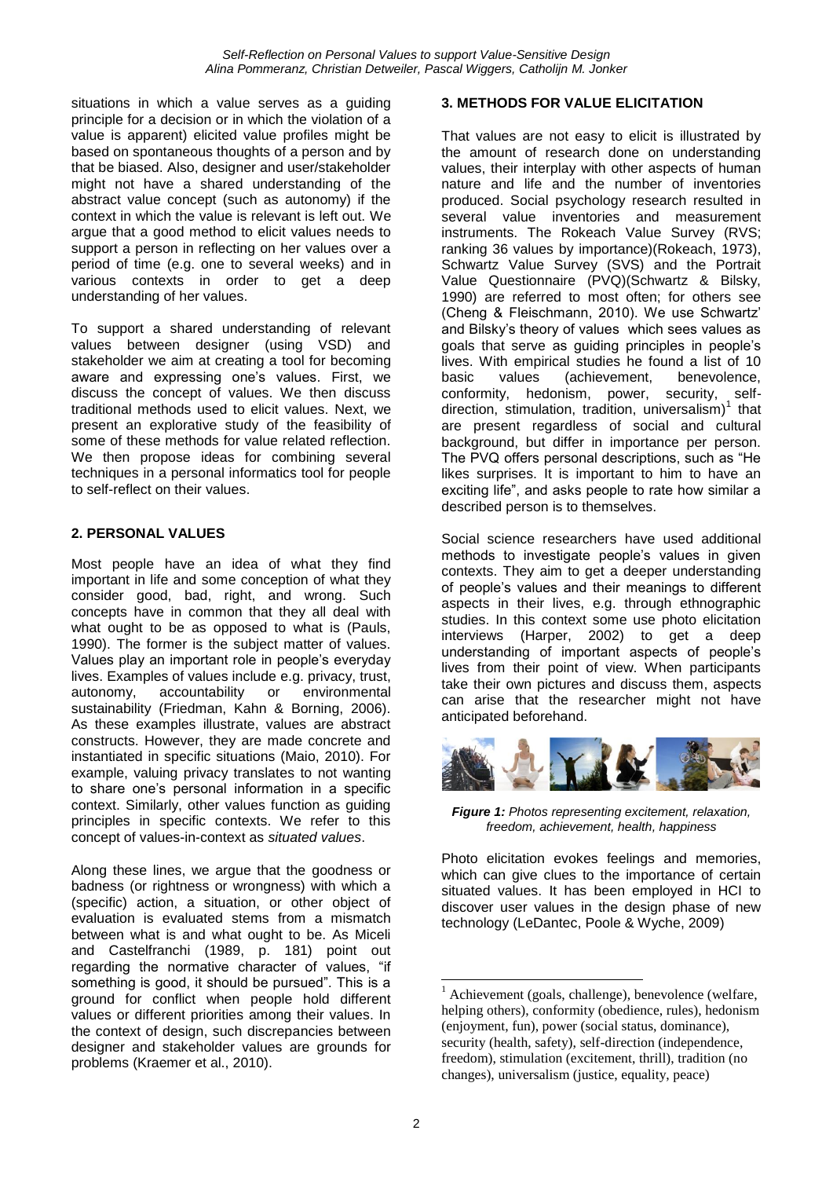situations in which a value serves as a guiding principle for a decision or in which the violation of a value is apparent) elicited value profiles might be based on spontaneous thoughts of a person and by that be biased. Also, designer and user/stakeholder might not have a shared understanding of the abstract value concept (such as autonomy) if the context in which the value is relevant is left out. We argue that a good method to elicit values needs to support a person in reflecting on her values over a period of time (e.g. one to several weeks) and in various contexts in order to get a deep understanding of her values.

To support a shared understanding of relevant values between designer (using VSD) and stakeholder we aim at creating a tool for becoming aware and expressing one's values. First, we discuss the concept of values. We then discuss traditional methods used to elicit values. Next, we present an explorative study of the feasibility of some of these methods for value related reflection. We then propose ideas for combining several techniques in a personal informatics tool for people to self-reflect on their values.

## 2. PERSONAL VALUES

Most people have an idea of what they find important in life and some conception of what they consider good, bad, right, and wrong. Such concepts have in common that they all deal with what ought to be as opposed to what is (Pauls, 1990). The former is the subject matter of values. Values play an important role in people's everyday lives. Examples of values include e.g. privacy, trust, autonomy, accountability or environmental sustainability (Friedman, Kahn & Borning, 2006). As these examples illustrate, values are abstract constructs. However, they are made concrete and instantiated in specific situations (Maio, 2010). For example, valuing privacy translates to not wanting to share one's personal information in a specific context. Similarly, other values function as guiding principles in specific contexts. We refer to this concept of values-in-context as *situated values*.

Along these lines, we argue that the goodness or badness (or rightness or wrongness) with which a (specific) action, a situation, or other object of evaluation is evaluated stems from a mismatch between what is and what ought to be. As Miceli and Castelfranchi (1989, p. 181) point out regarding the normative character of values, "if something is good, it should be pursued". This is a ground for conflict when people hold different values or different priorities among their values. In the context of design, such discrepancies between designer and stakeholder values are grounds for problems (Kraemer et al., 2010).

## 3. METHODS FOR VALUE ELICITATION

That values are not easy to elicit is illustrated by the amount of research done on understanding values, their interplay with other aspects of human nature and life and the number of inventories produced. Social psychology research resulted in several value inventories and measurement instruments. The Rokeach Value Survey (RVS; ranking 36 values by importance)(Rokeach, 1973), Schwartz Value Survey (SVS) and the Portrait Value Questionnaire (PVQ)(Schwartz & Bilsky, 1990) are referred to most often; for others see (Cheng & Fleischmann, 2010). We use Schwartz' and Bilsky's theory of values which sees values as goals that serve as guiding principles in people's lives. With empirical studies he found a list of 10 basic values (achievement, benevolence, conformity, hedonism, power, security, self-direction, stimulation, tradition, universalism)[1] that are present regardless of social and cultural background, but differ in importance per person. The PVQ offers personal descriptions, such as "He likes surprises. It is important to him to have an exciting life", and asks people to rate how similar a described person is to themselves.

Social science researchers have used additional methods to investigate people's values in given contexts. They aim to get a deeper understanding of people's values and their meanings to different aspects in their lives, e.g. through ethnographic studies. In this context some use photo elicitation interviews (Harper, 2002) to get a deep understanding of important aspects of people's lives from their point of view. When participants take their own pictures and discuss them, aspects can arise that the researcher might not have anticipated beforehand.

***Figure 1:*** *Photos representing excitement, relaxation, freedom, achievement, health, happiness*

Photo elicitation evokes feelings and memories, which can give clues to the importance of certain situated values. It has been employed in HCI to discover user values in the design phase of new technology (LeDantec, Poole & Wyche, 2009)

[1] Achievement (goals, challenge), benevolence (welfare, helping others), conformity (obedience, rules), hedonism (enjoyment, fun), power (social status, dominance), security (health, safety), self-direction (independence, freedom), stimulation (excitement, thrill), tradition (no changes), universalism (justice, equality, peace)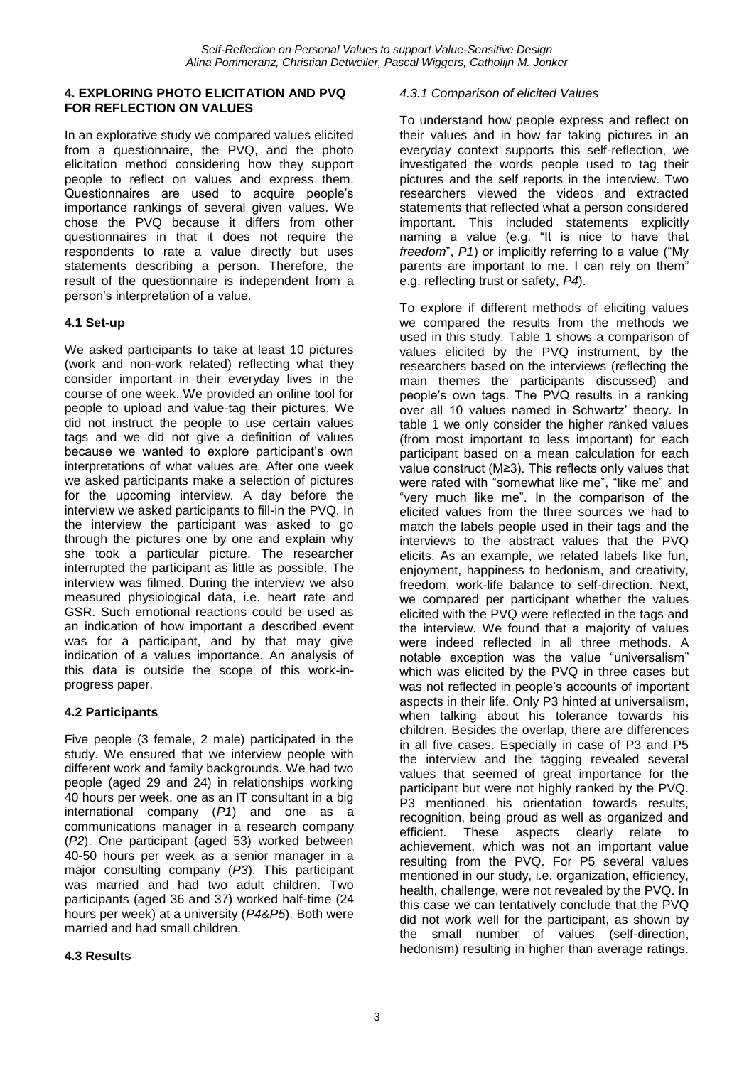## 4. EXPLORING PHOTO ELICITATION AND PVQ FOR REFLECTION ON VALUES

In an explorative study we compared values elicited from a questionnaire, the PVQ, and the photo elicitation method considering how they support people to reflect on values and express them. Questionnaires are used to acquire people's importance rankings of several given values. We chose the PVQ because it differs from other questionnaires in that it does not require the respondents to rate a value directly but uses statements describing a person. Therefore, the result of the questionnaire is independent from a person's interpretation of a value.

### 4.1 Set-up

We asked participants to take at least 10 pictures (work and non-work related) reflecting what they consider important in their everyday lives in the course of one week. We provided an online tool for people to upload and value-tag their pictures. We did not instruct the people to use certain values tags and we did not give a definition of values because we wanted to explore participant's own interpretations of what values are. After one week we asked participants make a selection of pictures for the upcoming interview. A day before the interview we asked participants to fill-in the PVQ. In the interview the participant was asked to go through the pictures one by one and explain why she took a particular picture. The researcher interrupted the participant as little as possible. The interview was filmed. During the interview we also measured physiological data, i.e. heart rate and GSR. Such emotional reactions could be used as an indication of how important a described event was for a participant, and by that may give indication of a values importance. An analysis of this data is outside the scope of this work-in-progress paper.

### 4.2 Participants

Five people (3 female, 2 male) participated in the study. We ensured that we interview people with different work and family backgrounds. We had two people (aged 29 and 24) in relationships working 40 hours per week, one as an IT consultant in a big international company (*P1*) and one as a communications manager in a research company (*P2*). One participant (aged 53) worked between 40-50 hours per week as a senior manager in a major consulting company (*P3*). This participant was married and had two adult children. Two participants (aged 36 and 37) worked half-time (24 hours per week) at a university (*P4*&*P5*). Both were married and had small children.

### 4.3 Results

#### *4.3.1 Comparison of elicited Values*

To understand how people express and reflect on their values and in how far taking pictures in an everyday context supports this self-reflection, we investigated the words people used to tag their pictures and the self reports in the interview. Two researchers viewed the videos and extracted statements that reflected what a person considered important. This included statements explicitly naming a value (e.g. "It is nice to have that *freedom*", *P1*) or implicitly referring to a value ("My parents are important to me. I can rely on them" e.g. reflecting trust or safety, *P4*).

To explore if different methods of eliciting values we compared the results from the methods we used in this study. Table 1 shows a comparison of values elicited by the PVQ instrument, by the researchers based on the interviews (reflecting the main themes the participants discussed) and people's own tags. The PVQ results in a ranking over all 10 values named in Schwartz' theory. In table 1 we only consider the higher ranked values (from most important to less important) for each participant based on a mean calculation for each value construct ($M \geq 3$). This reflects only values that were rated with "somewhat like me", "like me" and "very much like me". In the comparison of the elicited values from the three sources we had to match the labels people used in their tags and the interviews to the abstract values that the PVQ elicits. As an example, we related labels like fun, enjoyment, happiness to hedonism, and creativity, freedom, work-life balance to self-direction. Next, we compared per participant whether the values elicited with the PVQ were reflected in the tags and the interview. We found that a majority of values were indeed reflected in all three methods. A notable exception was the value "universalism" which was elicited by the PVQ in three cases but was not reflected in people's accounts of important aspects in their life. Only P3 hinted at universalism, when talking about his tolerance towards his children. Besides the overlap, there are differences in all five cases. Especially in case of P3 and P5 the interview and the tagging revealed several values that seemed of great importance for the participant but were not highly ranked by the PVQ. P3 mentioned his orientation towards results, recognition, being proud as well as organized and efficient. These aspects clearly relate to achievement, which was not an important value resulting from the PVQ. For P5 several values mentioned in our study, i.e. organization, efficiency, health, challenge, were not revealed by the PVQ. In this case we can tentatively conclude that the PVQ did not work well for the participant, as shown by the small number of values (self-direction, hedonism) resulting in higher than average ratings.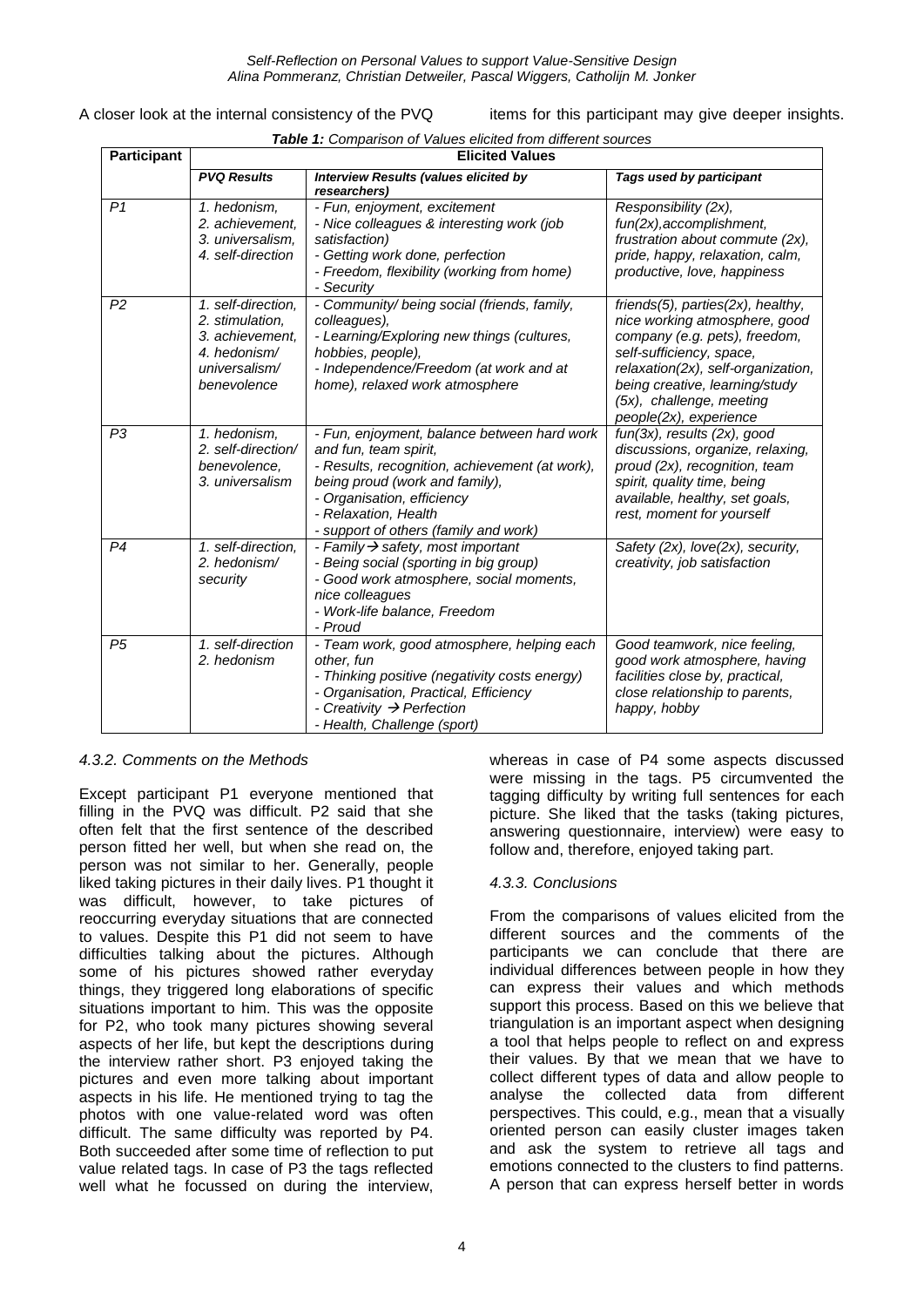A closer look at the internal consistency of the PVQ items for this participant may give deeper insights.

***Table 1:** Comparison of Values elicited from different sources*

| Participant | Elicited Values | | |
|---|---|---|---|
| | *PVQ Results* | *Interview Results (values elicited by researchers)* | *Tags used by participant* |
| *P1* | *1. hedonism, 2. achievement, 3. universalism, 4. self-direction* | *- Fun, enjoyment, excitement - Nice colleagues & interesting work (job satisfaction) - Getting work done, perfection - Freedom, flexibility (working from home) - Security* | *Responsibility (2x), fun(2x),accomplishment, frustration about commute (2x), pride, happy, relaxation, calm, productive, love, happiness* |
| *P2* | *1. self-direction, 2. stimulation, 3. achievement, 4. hedonism/ universalism/ benevolence* | *- Community/ being social (friends, family, colleagues), - Learning/Exploring new things (cultures, hobbies, people), - Independence/Freedom (at work and at home), relaxed work atmosphere* | *friends(5), parties(2x), healthy, nice working atmosphere, good company (e.g. pets), freedom, self-sufficiency, space, relaxation(2x), self-organization, being creative, learning/study (5x), challenge, meeting people(2x), experience* |
| *P3* | *1. hedonism, 2. self-direction/ benevolence, 3. universalism* | *- Fun, enjoyment, balance between hard work and fun, team spirit, - Results, recognition, achievement (at work), being proud (work and family), - Organisation, efficiency - Relaxation, Health - support of others (family and work)* | *fun(3x), results (2x), good discussions, organize, relaxing, proud (2x), recognition, team spirit, quality time, being available, healthy, set goals, rest, moment for yourself* |
| *P4* | *1. self-direction, 2. hedonism/ security* | *- Family → safety, most important - Being social (sporting in big group) - Good work atmosphere, social moments, nice colleagues - Work-life balance, Freedom - Proud* | *Safety (2x), love(2x), security, creativity, job satisfaction* |
| *P5* | *1. self-direction 2. hedonism* | *- Team work, good atmosphere, helping each other, fun - Thinking positive (negativity costs energy) - Organisation, Practical, Efficiency - Creativity → Perfection - Health, Challenge (sport)* | *Good teamwork, nice feeling, good work atmosphere, having facilities close by, practical, close relationship to parents, happy, hobby* |

### *4.3.2. Comments on the Methods*

Except participant P1 everyone mentioned that filling in the PVQ was difficult. P2 said that she often felt that the first sentence of the described person fitted her well, but when she read on, the person was not similar to her. Generally, people liked taking pictures in their daily lives. P1 thought it was difficult, however, to take pictures of reoccurring everyday situations that are connected to values. Despite this P1 did not seem to have difficulties talking about the pictures. Although some of his pictures showed rather everyday things, they triggered long elaborations of specific situations important to him. This was the opposite for P2, who took many pictures showing several aspects of her life, but kept the descriptions during the interview rather short. P3 enjoyed taking the pictures and even more talking about important aspects in his life. He mentioned trying to tag the photos with one value-related word was often difficult. The same difficulty was reported by P4. Both succeeded after some time of reflection to put value related tags. In case of P3 the tags reflected well what he focussed on during the interview, whereas in case of P4 some aspects discussed were missing in the tags. P5 circumvented the tagging difficulty by writing full sentences for each picture. She liked that the tasks (taking pictures, answering questionnaire, interview) were easy to follow and, therefore, enjoyed taking part.

### *4.3.3. Conclusions*

From the comparisons of values elicited from the different sources and the comments of the participants we can conclude that there are individual differences between people in how they can express their values and which methods support this process. Based on this we believe that triangulation is an important aspect when designing a tool that helps people to reflect on and express their values. By that we mean that we have to collect different types of data and allow people to analyse the collected data from different perspectives. This could, e.g., mean that a visually oriented person can easily cluster images taken and ask the system to retrieve all tags and emotions connected to the clusters to find patterns. A person that can express herself better in words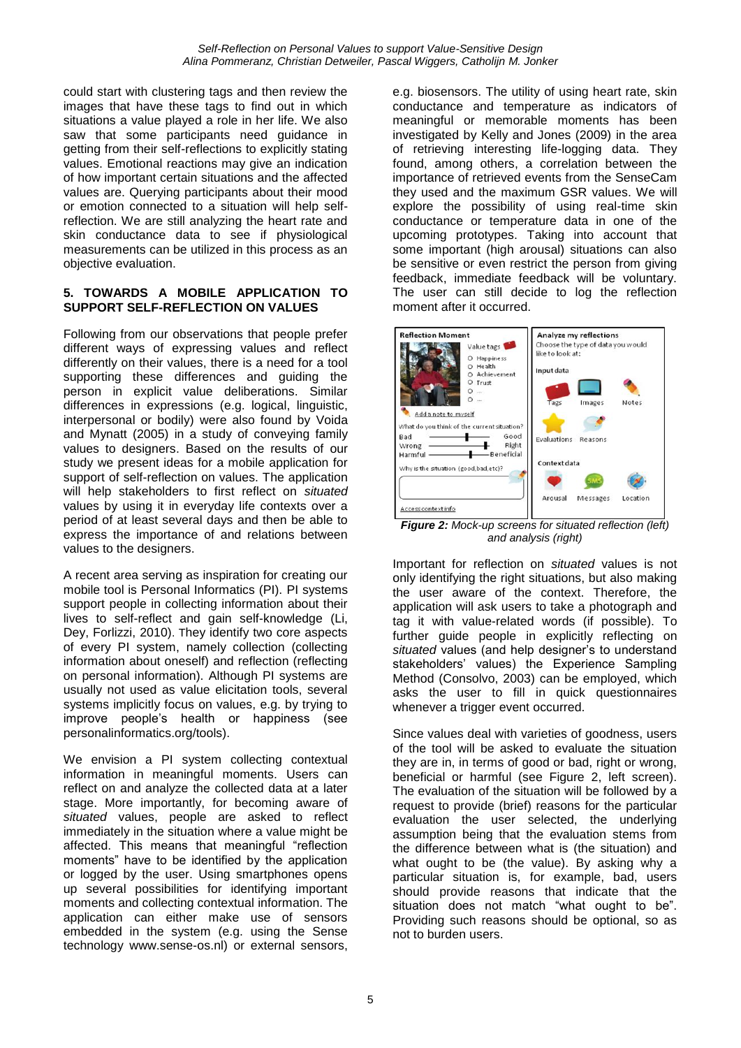could start with clustering tags and then review the images that have these tags to find out in which situations a value played a role in her life. We also saw that some participants need guidance in getting from their self-reflections to explicitly stating values. Emotional reactions may give an indication of how important certain situations and the affected values are. Querying participants about their mood or emotion connected to a situation will help self-reflection. We are still analyzing the heart rate and skin conductance data to see if physiological measurements can be utilized in this process as an objective evaluation.

## 5. TOWARDS A MOBILE APPLICATION TO SUPPORT SELF-REFLECTION ON VALUES

Following from our observations that people prefer different ways of expressing values and reflect differently on their values, there is a need for a tool supporting these differences and guiding the person in explicit value deliberations. Similar differences in expressions (e.g. logical, linguistic, interpersonal or bodily) were also found by Voida and Mynatt (2005) in a study of conveying family values to designers. Based on the results of our study we present ideas for a mobile application for support of self-reflection on values. The application will help stakeholders to first reflect on *situated* values by using it in everyday life contexts over a period of at least several days and then be able to express the importance of and relations between values to the designers.

A recent area serving as inspiration for creating our mobile tool is Personal Informatics (PI). PI systems support people in collecting information about their lives to self-reflect and gain self-knowledge (Li, Dey, Forlizzi, 2010). They identify two core aspects of every PI system, namely collection (collecting information about oneself) and reflection (reflecting on personal information). Although PI systems are usually not used as value elicitation tools, several systems implicitly focus on values, e.g. by trying to improve people's health or happiness (see personalinformatics.org/tools).

We envision a PI system collecting contextual information in meaningful moments. Users can reflect on and analyze the collected data at a later stage. More importantly, for becoming aware of *situated* values, people are asked to reflect immediately in the situation where a value might be affected. This means that meaningful "reflection moments" have to be identified by the application or logged by the user. Using smartphones opens up several possibilities for identifying important moments and collecting contextual information. The application can either make use of sensors embedded in the system (e.g. using the Sense technology www.sense-os.nl) or external sensors, e.g. biosensors. The utility of using heart rate, skin conductance and temperature as indicators of meaningful or memorable moments has been investigated by Kelly and Jones (2009) in the area of retrieving interesting life-logging data. They found, among others, a correlation between the importance of retrieved events from the SenseCam they used and the maximum GSR values. We will explore the possibility of using real-time skin conductance or temperature data in one of the upcoming prototypes. Taking into account that some important (high arousal) situations can also be sensitive or even restrict the person from giving feedback, immediate feedback will be voluntary. The user can still decide to log the reflection moment after it occurred.

***Figure 2:*** *Mock-up screens for situated reflection (left) and analysis (right)*

Important for reflection on *situated* values is not only identifying the right situations, but also making the user aware of the context. Therefore, the application will ask users to take a photograph and tag it with value-related words (if possible). To further guide people in explicitly reflecting on *situated* values (and help designer's to understand stakeholders' values) the Experience Sampling Method (Consolvo, 2003) can be employed, which asks the user to fill in quick questionnaires whenever a trigger event occurred.

Since values deal with varieties of goodness, users of the tool will be asked to evaluate the situation they are in, in terms of good or bad, right or wrong, beneficial or harmful (see Figure 2, left screen). The evaluation of the situation will be followed by a request to provide (brief) reasons for the particular evaluation the user selected, the underlying assumption being that the evaluation stems from the difference between what is (the situation) and what ought to be (the value). By asking why a particular situation is, for example, bad, users should provide reasons that indicate that the situation does not match "what ought to be". Providing such reasons should be optional, so as not to burden users.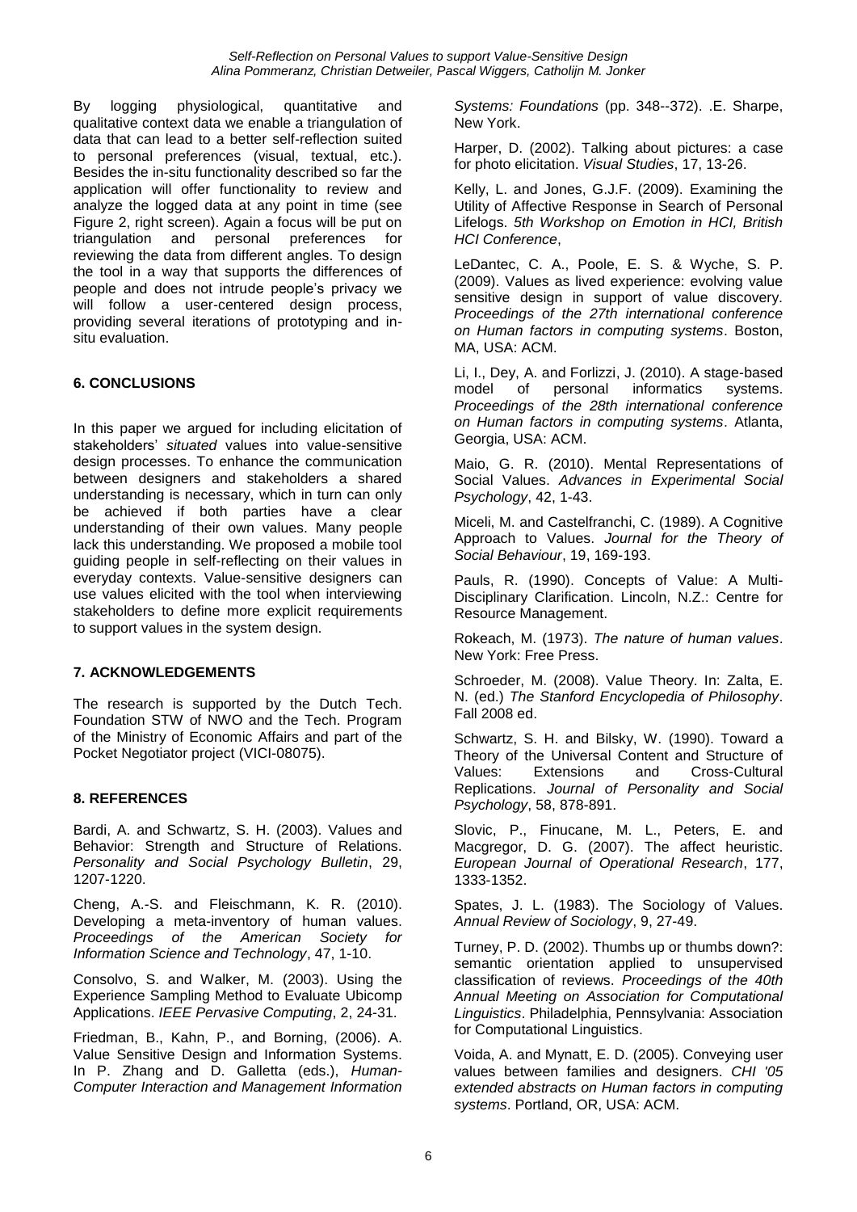By logging physiological, quantitative and qualitative context data we enable a triangulation of data that can lead to a better self-reflection suited to personal preferences (visual, textual, etc.). Besides the in-situ functionality described so far the application will offer functionality to review and analyze the logged data at any point in time (see Figure 2, right screen). Again a focus will be put on triangulation and personal preferences for reviewing the data from different angles. To design the tool in a way that supports the differences of people and does not intrude people's privacy we will follow a user-centered design process, providing several iterations of prototyping and in-situ evaluation.

## 6. CONCLUSIONS

In this paper we argued for including elicitation of stakeholders' *situated* values into value-sensitive design processes. To enhance the communication between designers and stakeholders a shared understanding is necessary, which in turn can only be achieved if both parties have a clear understanding of their own values. Many people lack this understanding. We proposed a mobile tool guiding people in self-reflecting on their values in everyday contexts. Value-sensitive designers can use values elicited with the tool when interviewing stakeholders to define more explicit requirements to support values in the system design.

## 7. ACKNOWLEDGEMENTS

The research is supported by the Dutch Tech. Foundation STW of NWO and the Tech. Program of the Ministry of Economic Affairs and part of the Pocket Negotiator project (VICI-08075).

## 8. REFERENCES

Bardi, A. and Schwartz, S. H. (2003). Values and Behavior: Strength and Structure of Relations. *Personality and Social Psychology Bulletin*, 29, 1207-1220.

Cheng, A.-S. and Fleischmann, K. R. (2010). Developing a meta-inventory of human values. *Proceedings of the American Society for Information Science and Technology*, 47, 1-10.

Consolvo, S. and Walker, M. (2003). Using the Experience Sampling Method to Evaluate Ubicomp Applications. *IEEE Pervasive Computing*, 2, 24-31.

Friedman, B., Kahn, P., and Borning, (2006). A. Value Sensitive Design and Information Systems. In P. Zhang and D. Galletta (eds.), *Human-Computer Interaction and Management Information Systems: Foundations* (pp. 348--372). .E. Sharpe, New York.

Harper, D. (2002). Talking about pictures: a case for photo elicitation. *Visual Studies*, 17, 13-26.

Kelly, L. and Jones, G.J.F. (2009). Examining the Utility of Affective Response in Search of Personal Lifelogs. *5th Workshop on Emotion in HCI, British HCI Conference*,

LeDantec, C. A., Poole, E. S. & Wyche, S. P. (2009). Values as lived experience: evolving value sensitive design in support of value discovery. *Proceedings of the 27th international conference on Human factors in computing systems*. Boston, MA, USA: ACM.

Li, I., Dey, A. and Forlizzi, J. (2010). A stage-based model of personal informatics systems. *Proceedings of the 28th international conference on Human factors in computing systems*. Atlanta, Georgia, USA: ACM.

Maio, G. R. (2010). Mental Representations of Social Values. *Advances in Experimental Social Psychology*, 42, 1-43.

Miceli, M. and Castelfranchi, C. (1989). A Cognitive Approach to Values. *Journal for the Theory of Social Behaviour*, 19, 169-193.

Pauls, R. (1990). Concepts of Value: A Multi-Disciplinary Clarification. Lincoln, N.Z.: Centre for Resource Management.

Rokeach, M. (1973). *The nature of human values*. New York: Free Press.

Schroeder, M. (2008). Value Theory. In: Zalta, E. N. (ed.) *The Stanford Encyclopedia of Philosophy*. Fall 2008 ed.

Schwartz, S. H. and Bilsky, W. (1990). Toward a Theory of the Universal Content and Structure of Values: Extensions and Cross-Cultural Replications. *Journal of Personality and Social Psychology*, 58, 878-891.

Slovic, P., Finucane, M. L., Peters, E. and Macgregor, D. G. (2007). The affect heuristic. *European Journal of Operational Research*, 177, 1333-1352.

Spates, J. L. (1983). The Sociology of Values. *Annual Review of Sociology*, 9, 27-49.

Turney, P. D. (2002). Thumbs up or thumbs down?: semantic orientation applied to unsupervised classification of reviews. *Proceedings of the 40th Annual Meeting on Association for Computational Linguistics*. Philadelphia, Pennsylvania: Association for Computational Linguistics.

Voida, A. and Mynatt, E. D. (2005). Conveying user values between families and designers. *CHI '05 extended abstracts on Human factors in computing systems*. Portland, OR, USA: ACM.